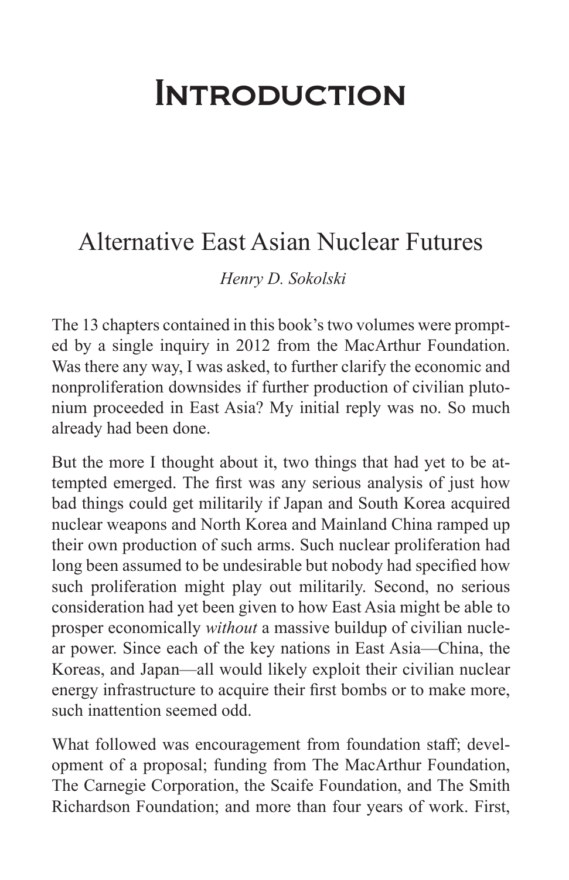# Introduction

## Alternative East Asian Nuclear Futures

*Henry D. Sokolski*

The 13 chapters contained in this book's two volumes were prompted by a single inquiry in 2012 from the MacArthur Foundation. Was there any way, I was asked, to further clarify the economic and nonproliferation downsides if further production of civilian plutonium proceeded in East Asia? My initial reply was no. So much already had been done.

But the more I thought about it, two things that had yet to be attempted emerged. The first was any serious analysis of just how bad things could get militarily if Japan and South Korea acquired nuclear weapons and North Korea and Mainland China ramped up their own production of such arms. Such nuclear proliferation had long been assumed to be undesirable but nobody had specified how such proliferation might play out militarily. Second, no serious consideration had yet been given to how East Asia might be able to prosper economically *without* a massive buildup of civilian nuclear power. Since each of the key nations in East Asia—China, the Koreas, and Japan—all would likely exploit their civilian nuclear energy infrastructure to acquire their first bombs or to make more, such inattention seemed odd.

What followed was encouragement from foundation staff; development of a proposal; funding from The MacArthur Foundation, The Carnegie Corporation, the Scaife Foundation, and The Smith Richardson Foundation; and more than four years of work. First,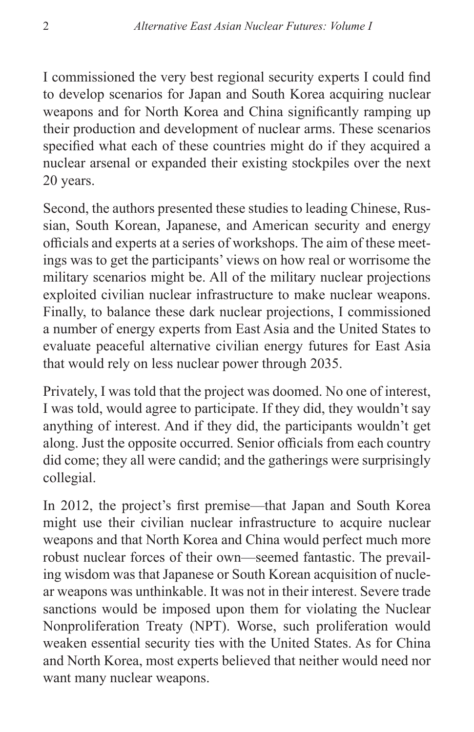I commissioned the very best regional security experts I could find to develop scenarios for Japan and South Korea acquiring nuclear weapons and for North Korea and China significantly ramping up their production and development of nuclear arms. These scenarios specified what each of these countries might do if they acquired a nuclear arsenal or expanded their existing stockpiles over the next 20 years.

Second, the authors presented these studies to leading Chinese, Russian, South Korean, Japanese, and American security and energy officials and experts at a series of workshops. The aim of these meetings was to get the participants' views on how real or worrisome the military scenarios might be. All of the military nuclear projections exploited civilian nuclear infrastructure to make nuclear weapons. Finally, to balance these dark nuclear projections, I commissioned a number of energy experts from East Asia and the United States to evaluate peaceful alternative civilian energy futures for East Asia that would rely on less nuclear power through 2035.

Privately, I was told that the project was doomed. No one of interest, I was told, would agree to participate. If they did, they wouldn't say anything of interest. And if they did, the participants wouldn't get along. Just the opposite occurred. Senior officials from each country did come; they all were candid; and the gatherings were surprisingly collegial.

In 2012, the project's first premise—that Japan and South Korea might use their civilian nuclear infrastructure to acquire nuclear weapons and that North Korea and China would perfect much more robust nuclear forces of their own—seemed fantastic. The prevailing wisdom was that Japanese or South Korean acquisition of nuclear weapons was unthinkable. It was not in their interest. Severe trade sanctions would be imposed upon them for violating the Nuclear Nonproliferation Treaty (NPT). Worse, such proliferation would weaken essential security ties with the United States. As for China and North Korea, most experts believed that neither would need nor want many nuclear weapons.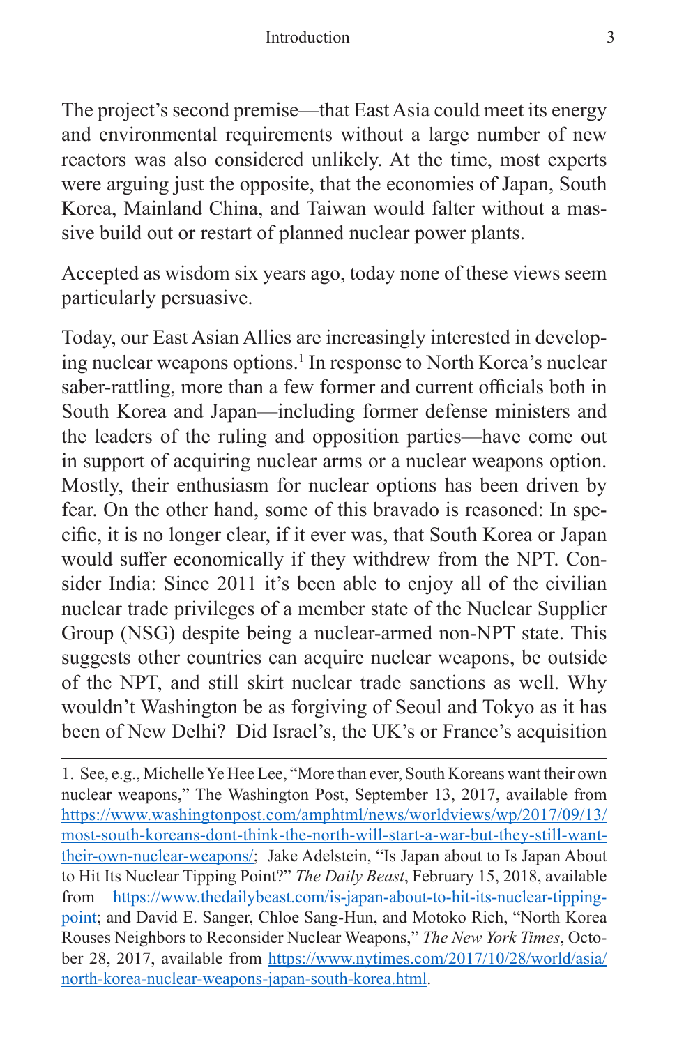The project's second premise—that East Asia could meet its energy and environmental requirements without a large number of new reactors was also considered unlikely. At the time, most experts were arguing just the opposite, that the economies of Japan, South Korea, Mainland China, and Taiwan would falter without a massive build out or restart of planned nuclear power plants.

Accepted as wisdom six years ago, today none of these views seem particularly persuasive.

Today, our East Asian Allies are increasingly interested in developing nuclear weapons options.[1] In response to North Korea's nuclear saber-rattling, more than a few former and current officials both in South Korea and Japan—including former defense ministers and the leaders of the ruling and opposition parties—have come out in support of acquiring nuclear arms or a nuclear weapons option. Mostly, their enthusiasm for nuclear options has been driven by fear. On the other hand, some of this bravado is reasoned: In specific, it is no longer clear, if it ever was, that South Korea or Japan would suffer economically if they withdrew from the NPT. Consider India: Since 2011 it's been able to enjoy all of the civilian nuclear trade privileges of a member state of the Nuclear Supplier Group (NSG) despite being a nuclear-armed non-NPT state. This suggests other countries can acquire nuclear weapons, be outside of the NPT, and still skirt nuclear trade sanctions as well. Why wouldn't Washington be as forgiving of Seoul and Tokyo as it has been of New Delhi? Did Israel's, the UK's or France's acquisition

---

1. See, e.g., Michelle Ye Hee Lee, "More than ever, South Koreans want their own nuclear weapons," The Washington Post, September 13, 2017, available from https://www.washingtonpost.com/amphtml/news/worldviews/wp/2017/09/13/most-south-koreans-dont-think-the-north-will-start-a-war-but-they-still-want-their-own-nuclear-weapons/; Jake Adelstein, "Is Japan about to Is Japan About to Hit Its Nuclear Tipping Point?" *The Daily Beast*, February 15, 2018, available from https://www.thedailybeast.com/is-japan-about-to-hit-its-nuclear-tipping-point; and David E. Sanger, Chloe Sang-Hun, and Motoko Rich, "North Korea Rouses Neighbors to Reconsider Nuclear Weapons," *The New York Times*, October 28, 2017, available from https://www.nytimes.com/2017/10/28/world/asia/north-korea-nuclear-weapons-japan-south-korea.html.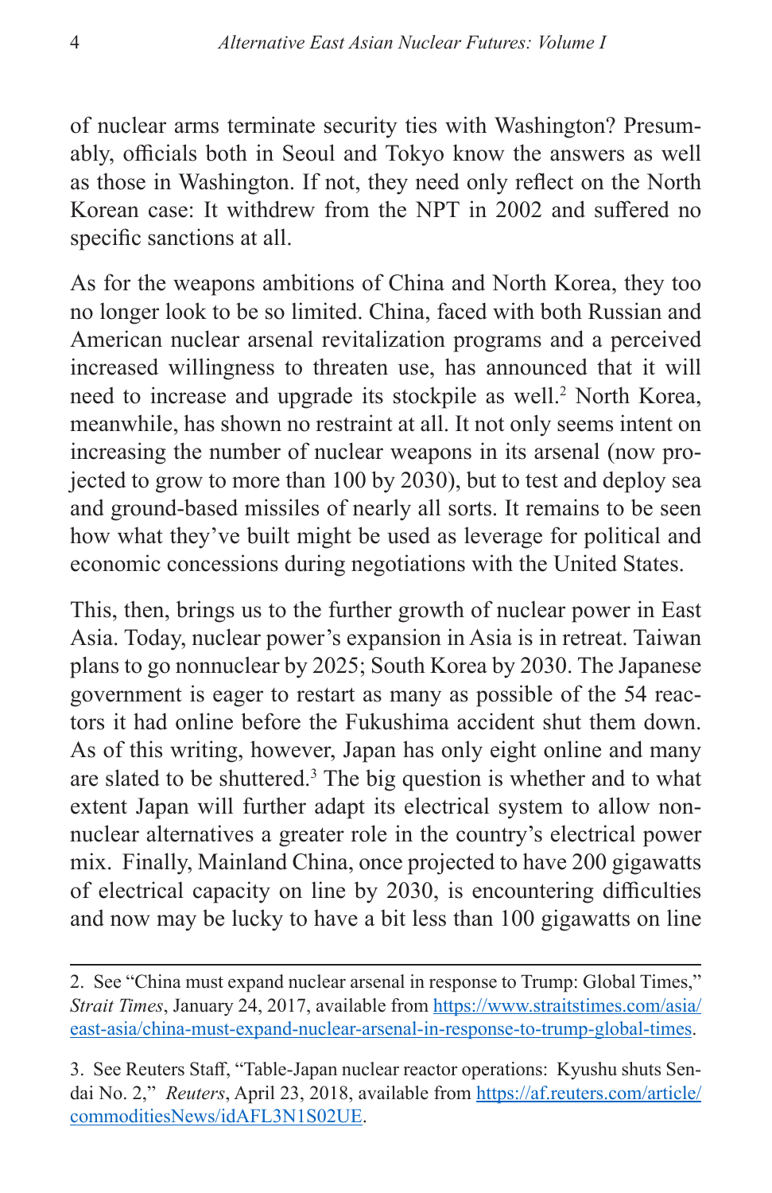of nuclear arms terminate security ties with Washington? Presumably, officials both in Seoul and Tokyo know the answers as well as those in Washington. If not, they need only reflect on the North Korean case: It withdrew from the NPT in 2002 and suffered no specific sanctions at all.

As for the weapons ambitions of China and North Korea, they too no longer look to be so limited. China, faced with both Russian and American nuclear arsenal revitalization programs and a perceived increased willingness to threaten use, has announced that it will need to increase and upgrade its stockpile as well.[2] North Korea, meanwhile, has shown no restraint at all. It not only seems intent on increasing the number of nuclear weapons in its arsenal (now projected to grow to more than 100 by 2030), but to test and deploy sea and ground-based missiles of nearly all sorts. It remains to be seen how what they've built might be used as leverage for political and economic concessions during negotiations with the United States.

This, then, brings us to the further growth of nuclear power in East Asia. Today, nuclear power's expansion in Asia is in retreat. Taiwan plans to go nonnuclear by 2025; South Korea by 2030. The Japanese government is eager to restart as many as possible of the 54 reactors it had online before the Fukushima accident shut them down. As of this writing, however, Japan has only eight online and many are slated to be shuttered.[3] The big question is whether and to what extent Japan will further adapt its electrical system to allow non-nuclear alternatives a greater role in the country's electrical power mix. Finally, Mainland China, once projected to have 200 gigawatts of electrical capacity on line by 2030, is encountering difficulties and now may be lucky to have a bit less than 100 gigawatts on line

---

2. See "China must expand nuclear arsenal in response to Trump: Global Times," *Strait Times*, January 24, 2017, available from https://www.straitstimes.com/asia/east-asia/china-must-expand-nuclear-arsenal-in-response-to-trump-global-times.

3. See Reuters Staff, "Table-Japan nuclear reactor operations: Kyushu shuts Sendai No. 2," *Reuters*, April 23, 2018, available from https://af.reuters.com/article/commoditiesNews/idAFL3N1S02UE.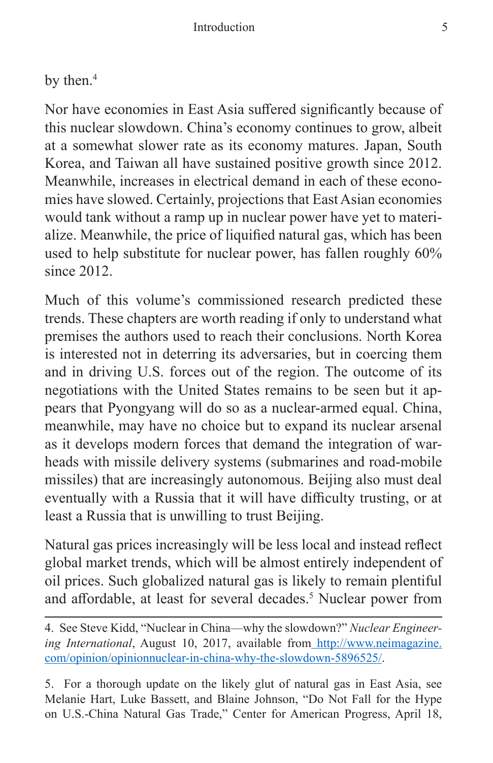by then.[4]

Nor have economies in East Asia suffered significantly because of this nuclear slowdown. China's economy continues to grow, albeit at a somewhat slower rate as its economy matures. Japan, South Korea, and Taiwan all have sustained positive growth since 2012. Meanwhile, increases in electrical demand in each of these economies have slowed. Certainly, projections that East Asian economies would tank without a ramp up in nuclear power have yet to materialize. Meanwhile, the price of liquified natural gas, which has been used to help substitute for nuclear power, has fallen roughly 60% since 2012.

Much of this volume's commissioned research predicted these trends. These chapters are worth reading if only to understand what premises the authors used to reach their conclusions. North Korea is interested not in deterring its adversaries, but in coercing them and in driving U.S. forces out of the region. The outcome of its negotiations with the United States remains to be seen but it appears that Pyongyang will do so as a nuclear-armed equal. China, meanwhile, may have no choice but to expand its nuclear arsenal as it develops modern forces that demand the integration of warheads with missile delivery systems (submarines and road-mobile missiles) that are increasingly autonomous. Beijing also must deal eventually with a Russia that it will have difficulty trusting, or at least a Russia that is unwilling to trust Beijing.

Natural gas prices increasingly will be less local and instead reflect global market trends, which will be almost entirely independent of oil prices. Such globalized natural gas is likely to remain plentiful and affordable, at least for several decades.[5] Nuclear power from

---

4. See Steve Kidd, "Nuclear in China—why the slowdown?" *Nuclear Engineering International*, August 10, 2017, available from http://www.neimagazine.com/opinion/opinionnuclear-in-china-why-the-slowdown-5896525/.

5. For a thorough update on the likely glut of natural gas in East Asia, see Melanie Hart, Luke Bassett, and Blaine Johnson, "Do Not Fall for the Hype on U.S.-China Natural Gas Trade," Center for American Progress, April 18,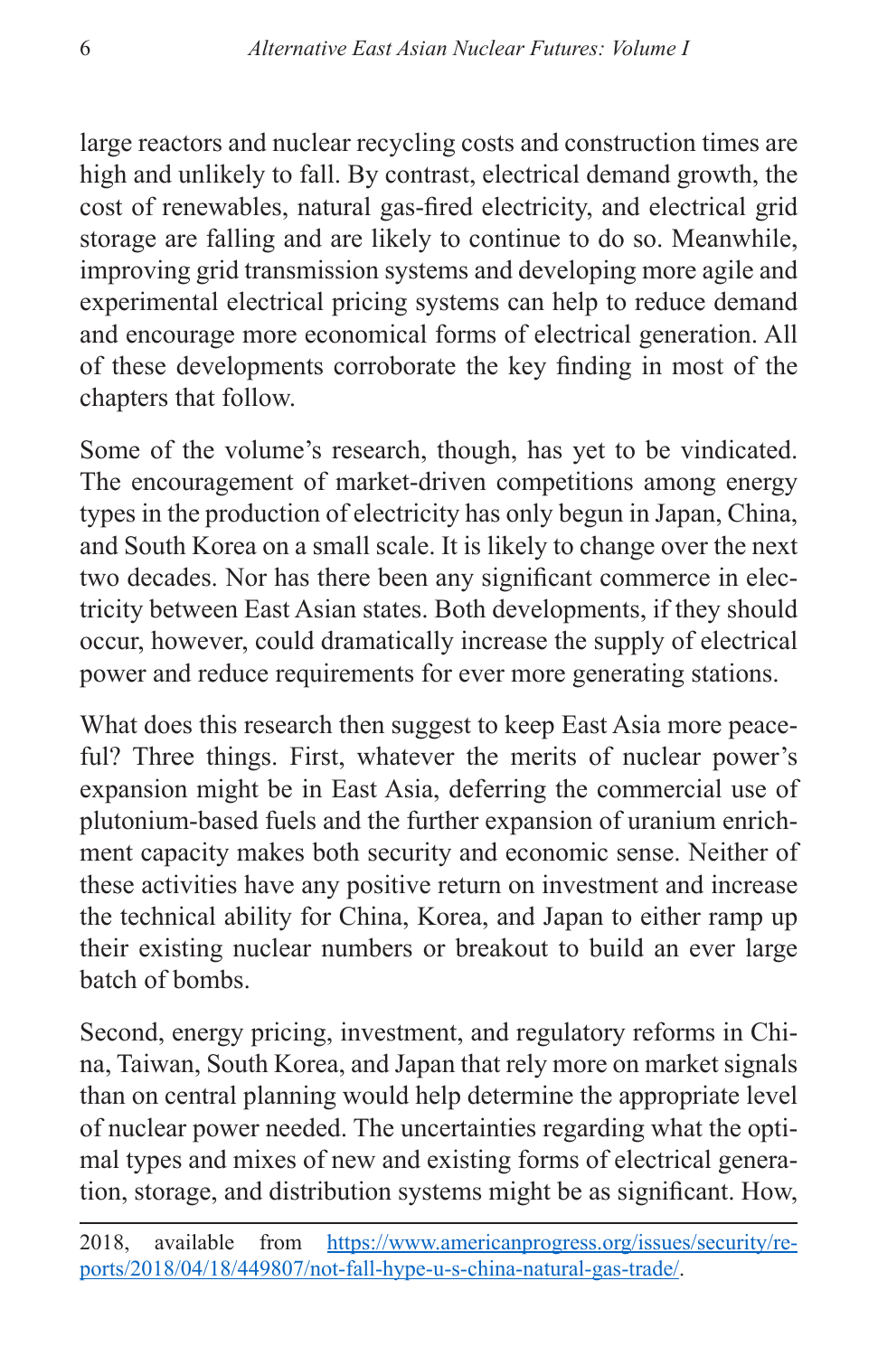large reactors and nuclear recycling costs and construction times are high and unlikely to fall. By contrast, electrical demand growth, the cost of renewables, natural gas-fired electricity, and electrical grid storage are falling and are likely to continue to do so. Meanwhile, improving grid transmission systems and developing more agile and experimental electrical pricing systems can help to reduce demand and encourage more economical forms of electrical generation. All of these developments corroborate the key finding in most of the chapters that follow.

Some of the volume's research, though, has yet to be vindicated. The encouragement of market-driven competitions among energy types in the production of electricity has only begun in Japan, China, and South Korea on a small scale. It is likely to change over the next two decades. Nor has there been any significant commerce in electricity between East Asian states. Both developments, if they should occur, however, could dramatically increase the supply of electrical power and reduce requirements for ever more generating stations.

What does this research then suggest to keep East Asia more peaceful? Three things. First, whatever the merits of nuclear power's expansion might be in East Asia, deferring the commercial use of plutonium-based fuels and the further expansion of uranium enrichment capacity makes both security and economic sense. Neither of these activities have any positive return on investment and increase the technical ability for China, Korea, and Japan to either ramp up their existing nuclear numbers or breakout to build an ever large batch of bombs.

Second, energy pricing, investment, and regulatory reforms in China, Taiwan, South Korea, and Japan that rely more on market signals than on central planning would help determine the appropriate level of nuclear power needed. The uncertainties regarding what the optimal types and mixes of new and existing forms of electrical generation, storage, and distribution systems might be as significant. How,

---

2018, available from [https://www.americanprogress.org/issues/security/reports/2018/04/18/449807/not-fall-hype-u-s-china-natural-gas-trade/](https://www.americanprogress.org/issues/security/reports/2018/04/18/449807/not-fall-hype-u-s-china-natural-gas-trade/).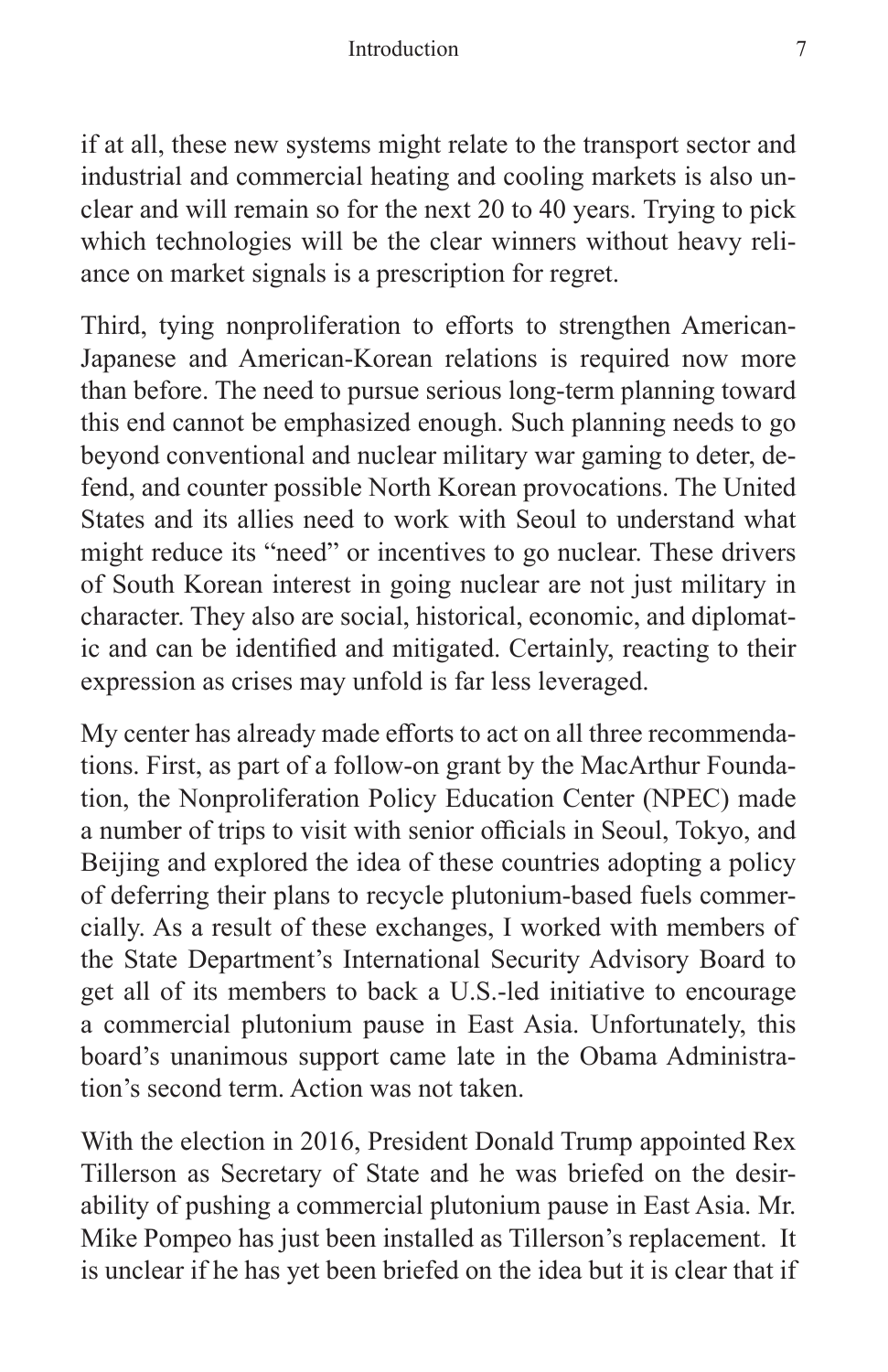if at all, these new systems might relate to the transport sector and industrial and commercial heating and cooling markets is also unclear and will remain so for the next 20 to 40 years. Trying to pick which technologies will be the clear winners without heavy reliance on market signals is a prescription for regret.

Third, tying nonproliferation to efforts to strengthen American-Japanese and American-Korean relations is required now more than before. The need to pursue serious long-term planning toward this end cannot be emphasized enough. Such planning needs to go beyond conventional and nuclear military war gaming to deter, defend, and counter possible North Korean provocations. The United States and its allies need to work with Seoul to understand what might reduce its "need" or incentives to go nuclear. These drivers of South Korean interest in going nuclear are not just military in character. They also are social, historical, economic, and diplomatic and can be identified and mitigated. Certainly, reacting to their expression as crises may unfold is far less leveraged.

My center has already made efforts to act on all three recommendations. First, as part of a follow-on grant by the MacArthur Foundation, the Nonproliferation Policy Education Center (NPEC) made a number of trips to visit with senior officials in Seoul, Tokyo, and Beijing and explored the idea of these countries adopting a policy of deferring their plans to recycle plutonium-based fuels commercially. As a result of these exchanges, I worked with members of the State Department's International Security Advisory Board to get all of its members to back a U.S.-led initiative to encourage a commercial plutonium pause in East Asia. Unfortunately, this board's unanimous support came late in the Obama Administration's second term. Action was not taken.

With the election in 2016, President Donald Trump appointed Rex Tillerson as Secretary of State and he was briefed on the desirability of pushing a commercial plutonium pause in East Asia. Mr. Mike Pompeo has just been installed as Tillerson's replacement. It is unclear if he has yet been briefed on the idea but it is clear that if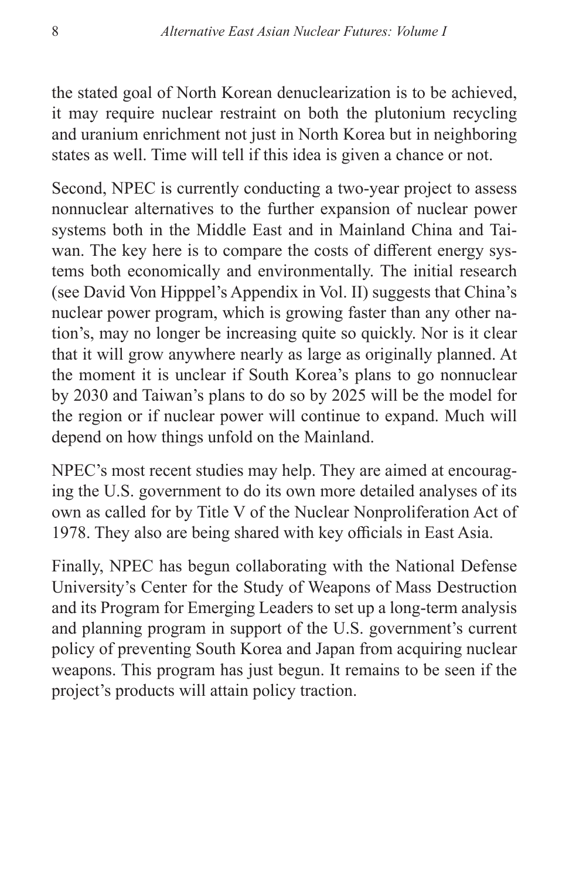the stated goal of North Korean denuclearization is to be achieved, it may require nuclear restraint on both the plutonium recycling and uranium enrichment not just in North Korea but in neighboring states as well. Time will tell if this idea is given a chance or not.

Second, NPEC is currently conducting a two-year project to assess nonnuclear alternatives to the further expansion of nuclear power systems both in the Middle East and in Mainland China and Taiwan. The key here is to compare the costs of different energy systems both economically and environmentally. The initial research (see David Von Hipppel's Appendix in Vol. II) suggests that China's nuclear power program, which is growing faster than any other nation's, may no longer be increasing quite so quickly. Nor is it clear that it will grow anywhere nearly as large as originally planned. At the moment it is unclear if South Korea's plans to go nonnuclear by 2030 and Taiwan's plans to do so by 2025 will be the model for the region or if nuclear power will continue to expand. Much will depend on how things unfold on the Mainland.

NPEC's most recent studies may help. They are aimed at encouraging the U.S. government to do its own more detailed analyses of its own as called for by Title V of the Nuclear Nonproliferation Act of 1978. They also are being shared with key officials in East Asia.

Finally, NPEC has begun collaborating with the National Defense University's Center for the Study of Weapons of Mass Destruction and its Program for Emerging Leaders to set up a long-term analysis and planning program in support of the U.S. government's current policy of preventing South Korea and Japan from acquiring nuclear weapons. This program has just begun. It remains to be seen if the project's products will attain policy traction.